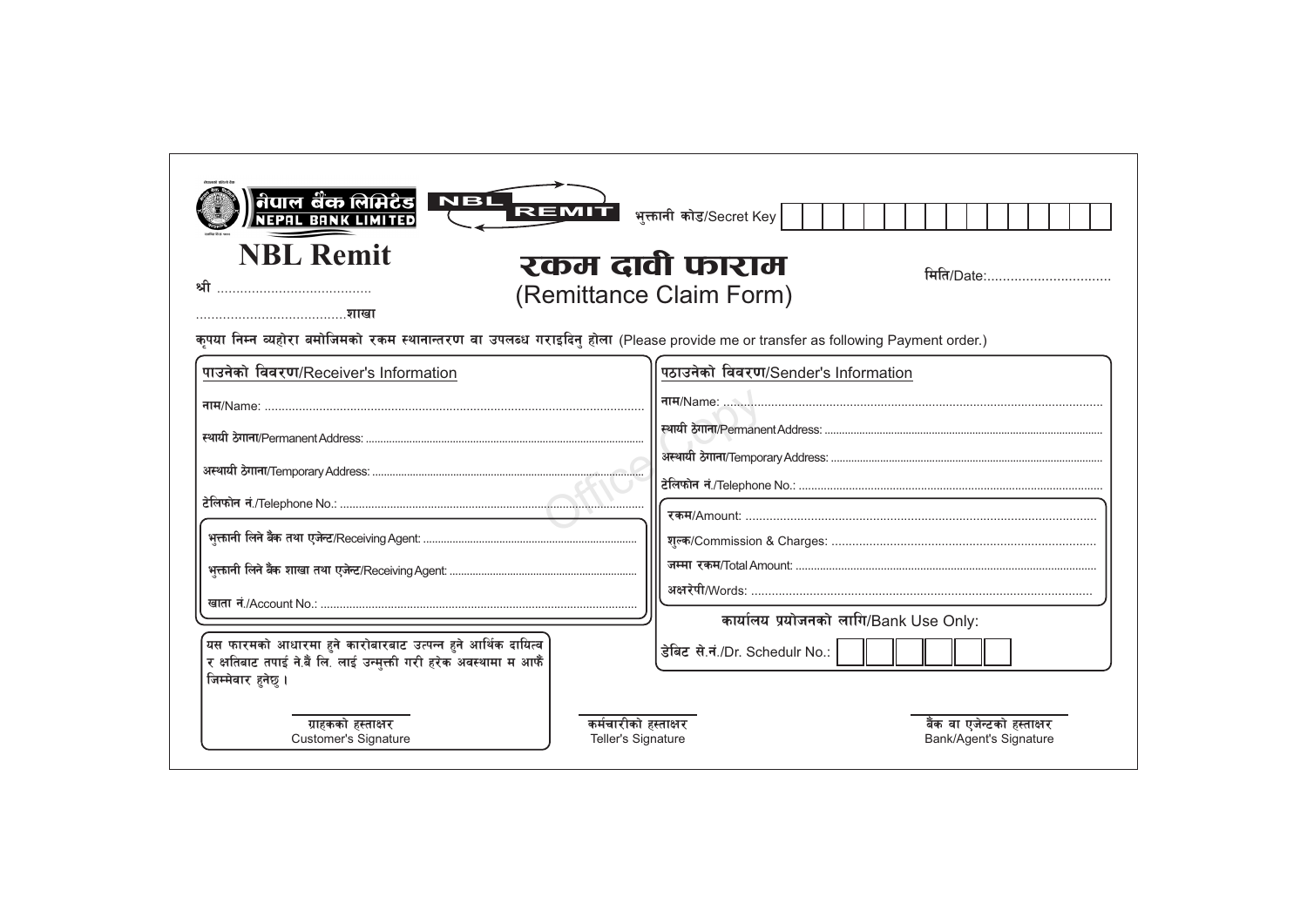नेपाल बैंक लिमिटेड
NEPAL BANK LIMITED

NBL REMIT

भुक्तानी कोड/Secret Key | | | | | | | | | | | | | | | | |

# NBL Remit

# रकम दावी फाराम
## (Remittance Claim Form)

श्री ........................................

मिति/Date:................................

.......................................शाखा

कृपया निम्न व्यहोरा बमोजिमको रकम स्थानान्तरण वा उपलब्ध गराइदिनु होला (Please provide me or transfer as following Payment order.)

**पाउनेको विवरण/Receiver's Information**

नाम/Name: ...............................................................................................................

स्थायी ठेगाना/Permanent Address: ...............................................................................................

अस्थायी ठेगाना/Temporary Address: ...............................................................................................

टेलिफोन नं./Telephone No.: ...............................................................................................

भुक्तानी लिने बैंक तथा एजेन्ट/Receiving Agent: ...........................................................................

भुक्तानी लिने बैंक शाखा तथा एजेन्ट/Receiving Agent: ...........................................................................

खाता नं./Account No.: ...............................................................................................

**पठाउनेको विवरण/Sender's Information**

नाम/Name: ...............................................................................................................

स्थायी ठेगाना/Permanent Address: ...............................................................................................

अस्थायी ठेगाना/Temporary Address: ...............................................................................................

टेलिफोन नं./Telephone No.: ...............................................................................................

रकम/Amount: ...............................................................................................

शुल्क/Commission & Charges: ...............................................................................................

जम्मा रकम/Total Amount: ...............................................................................................

अक्षरेपी/Words: ...............................................................................................

**कार्यालय प्रयोजनको लागि/Bank Use Only:**

डेबिट से.नं./Dr. Schedulr No.: | | | | | | |

यस फारमको आधारमा हुने कारोबारबाट उत्पन्न हुने आर्थिक दायित्व र क्षतिबाट तपाई ने.बैं लि. लाई उन्मुक्ती गरी हरेक अवस्थामा म आफैं जिम्मेवार हुनेछु ।

ग्राहकको हस्ताक्षर
Customer's Signature

कर्मचारीको हस्ताक्षर
Teller's Signature

बैंक वा एजेन्टको हस्ताक्षर
Bank/Agent's Signature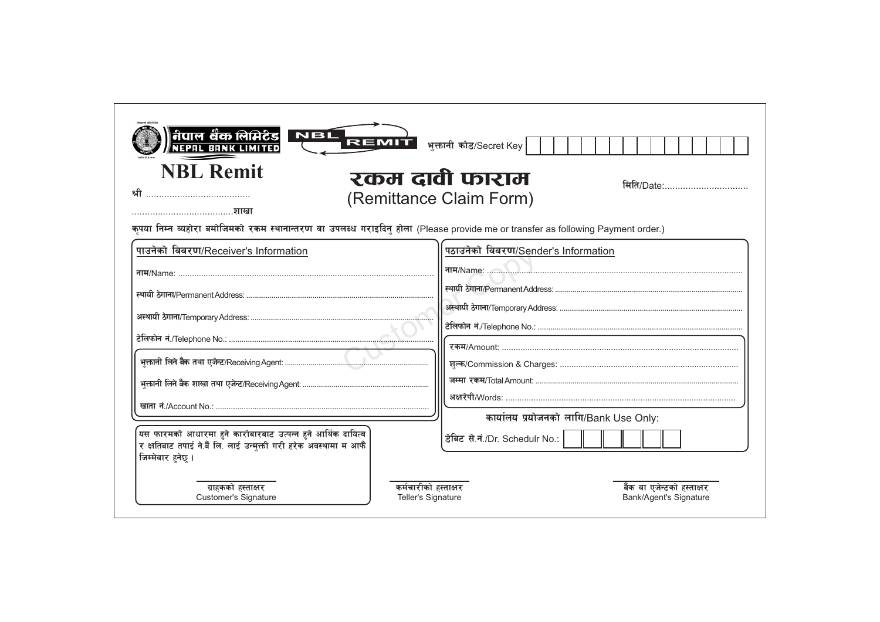नेपाल बैंक लिमिटेड
NEPAL BANK LIMITED

NBL REMIT

भुक्तानी कोड/Secret Key | | | | | | | | | | | | | | | | |

# NBL Remit

# रकम दावी फाराम
## (Remittance Claim Form)

मिति/Date:................................

श्री ........................................

.......................................शाखा

कृपया निम्न व्यहोरा बमोजिमको रकम स्थानान्तरण वा उपलब्ध गराइदिनु होला (Please provide me or transfer as following Payment order.)

**पाउनेको विवरण/Receiver's Information**

नाम/Name: ..............................................................................................................

स्थायी ठेगाना/Permanent Address: ..............................................................................................

अस्थायी ठेगाना/Temporary Address: ...........................................................................................

टेलिफोन नं./Telephone No.: .................................................................................................

भुक्तानी लिने बैंक तथा एजेन्ट/Receiving Agent: .........................................................................

भुक्तानी लिने बैंक शाखा तथा एजेन्ट/Receiving Agent: ................................................................

खाता नं./Account No.: ..................................................................................................

**पठाउनेको विवरण/Sender's Information**

नाम/Name: ..............................................................................................................

स्थायी ठेगाना/Permanent Address: ..............................................................................................

अस्थायी ठेगाना/Temporary Address: ...........................................................................................

टेलिफोन नं./Telephone No.: .................................................................................................

रकम/Amount: .....................................................................................................

शुल्क/Commission & Charges: ............................................................................

जम्मा रकम/Total Amount: ..................................................................................

अक्षरेपी/Words: ..................................................................................................

**कार्यालय प्रयोजनको लागि/Bank Use Only:**

डेबिट से.नं./Dr. Schedulr No.: | | | | | | |

यस फारमको आधारमा हुने कारोबारबाट उत्पन्न हुने आर्थिक दायित्व र क्षतिबाट तपाई ने.बैं लि. लाई उन्मुक्ती गरी हरेक अवस्थामा म आफैं जिम्मेवार हुनेछु ।

ग्राहकको हस्ताक्षर
Customer's Signature

कर्मचारीको हस्ताक्षर
Teller's Signature

बैंक वा एजेन्टको हस्ताक्षर
Bank/Agent's Signature